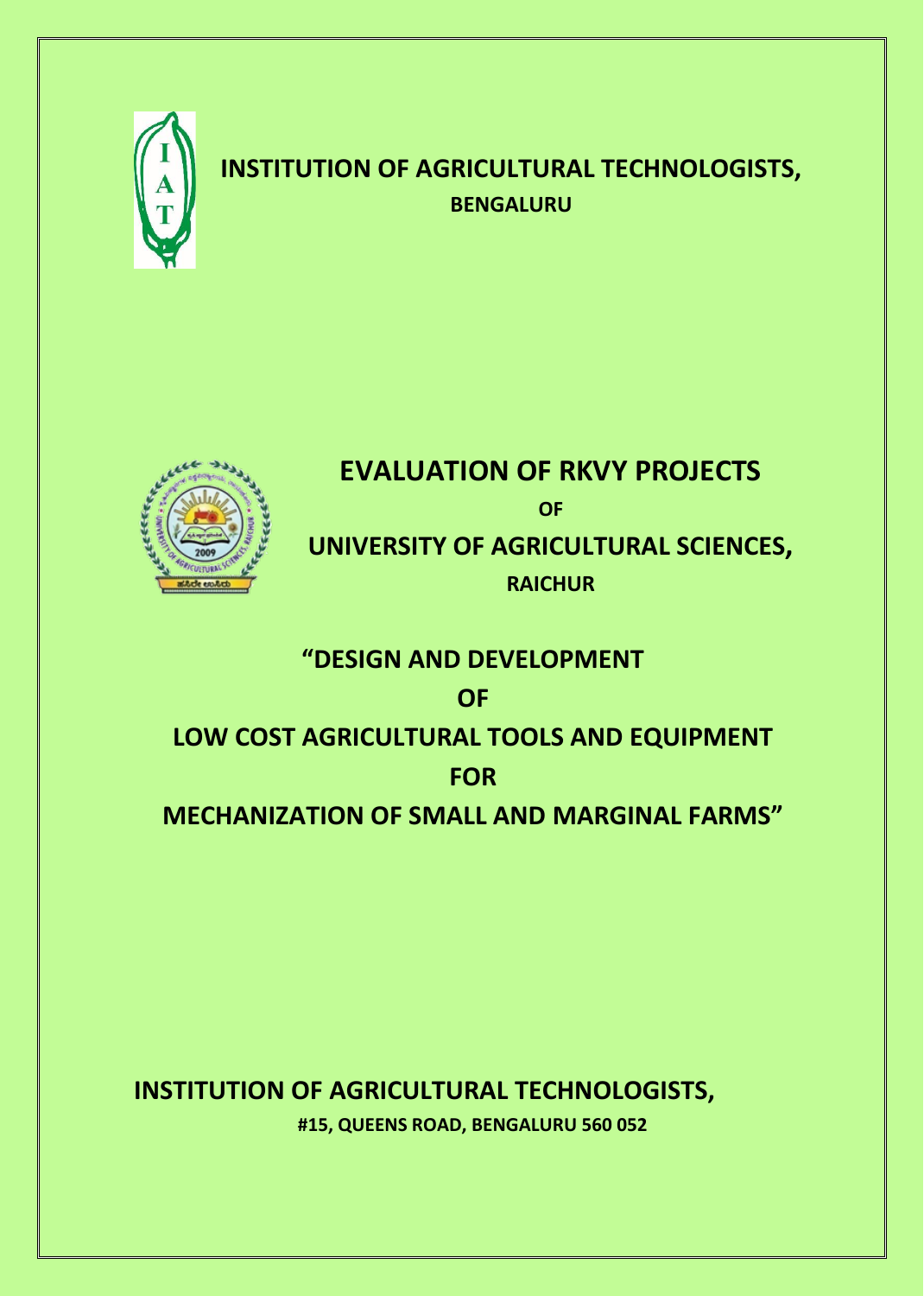# INSTITUTION OF AGRICULTURAL TECHNOLOGISTS,

**BENGALURU**

# EVALUATION OF RKVY PROJECTS

**OF**

## UNIVERSITY OF AGRICULTURAL SCIENCES,

**RAICHUR**

## "DESIGN AND DEVELOPMENT

## OF

## LOW COST AGRICULTURAL TOOLS AND EQUIPMENT

## FOR

## MECHANIZATION OF SMALL AND MARGINAL FARMS"

**INSTITUTION OF AGRICULTURAL TECHNOLOGISTS,**

**#15, QUEENS ROAD, BENGALURU 560 052**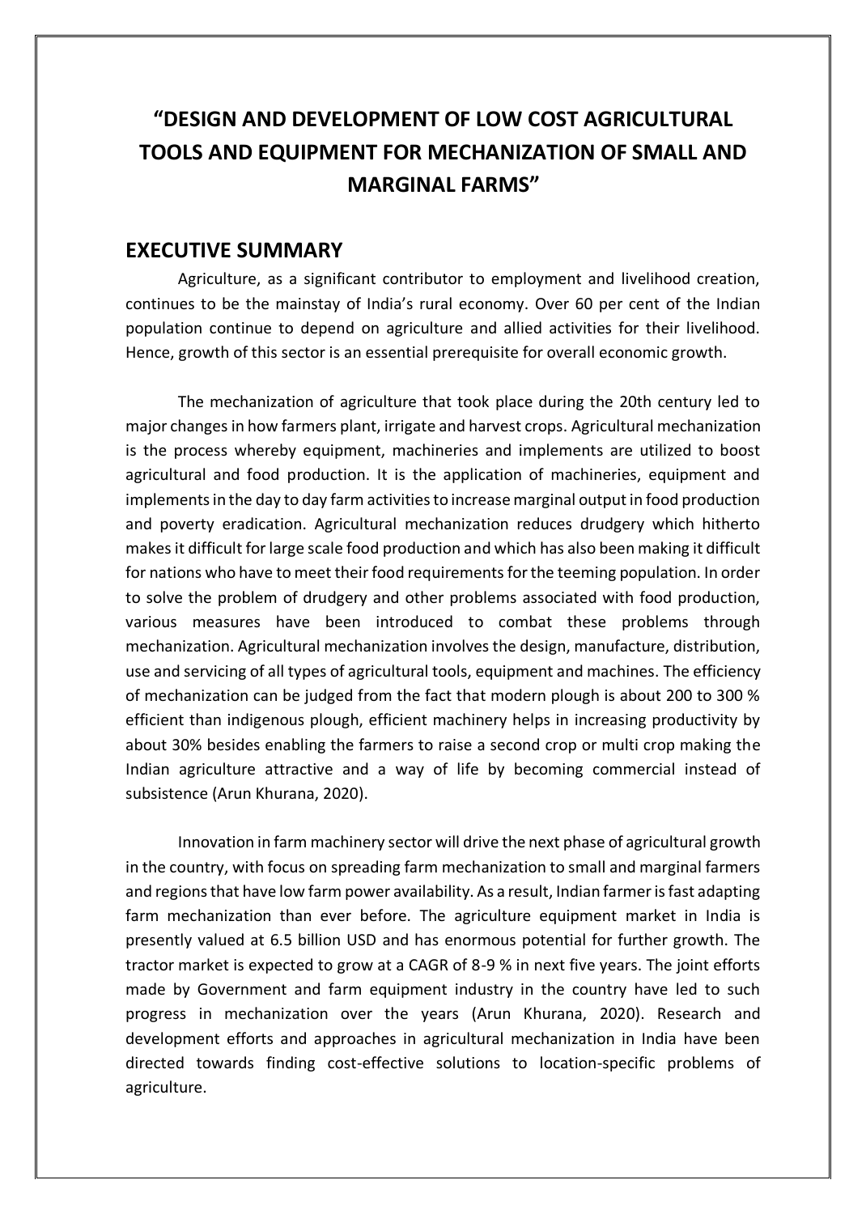# “DESIGN AND DEVELOPMENT OF LOW COST AGRICULTURAL TOOLS AND EQUIPMENT FOR MECHANIZATION OF SMALL AND MARGINAL FARMS”

## EXECUTIVE SUMMARY

Agriculture, as a significant contributor to employment and livelihood creation, continues to be the mainstay of India’s rural economy. Over 60 per cent of the Indian population continue to depend on agriculture and allied activities for their livelihood. Hence, growth of this sector is an essential prerequisite for overall economic growth.

The mechanization of agriculture that took place during the 20th century led to major changes in how farmers plant, irrigate and harvest crops. Agricultural mechanization is the process whereby equipment, machineries and implements are utilized to boost agricultural and food production. It is the application of machineries, equipment and implements in the day to day farm activities to increase marginal output in food production and poverty eradication. Agricultural mechanization reduces drudgery which hitherto makes it difficult for large scale food production and which has also been making it difficult for nations who have to meet their food requirements for the teeming population. In order to solve the problem of drudgery and other problems associated with food production, various measures have been introduced to combat these problems through mechanization. Agricultural mechanization involves the design, manufacture, distribution, use and servicing of all types of agricultural tools, equipment and machines. The efficiency of mechanization can be judged from the fact that modern plough is about 200 to 300 % efficient than indigenous plough, efficient machinery helps in increasing productivity by about 30% besides enabling the farmers to raise a second crop or multi crop making the Indian agriculture attractive and a way of life by becoming commercial instead of subsistence (Arun Khurana, 2020).

Innovation in farm machinery sector will drive the next phase of agricultural growth in the country, with focus on spreading farm mechanization to small and marginal farmers and regions that have low farm power availability. As a result, Indian farmer is fast adapting farm mechanization than ever before. The agriculture equipment market in India is presently valued at 6.5 billion USD and has enormous potential for further growth. The tractor market is expected to grow at a CAGR of 8-9 % in next five years. The joint efforts made by Government and farm equipment industry in the country have led to such progress in mechanization over the years (Arun Khurana, 2020). Research and development efforts and approaches in agricultural mechanization in India have been directed towards finding cost-effective solutions to location-specific problems of agriculture.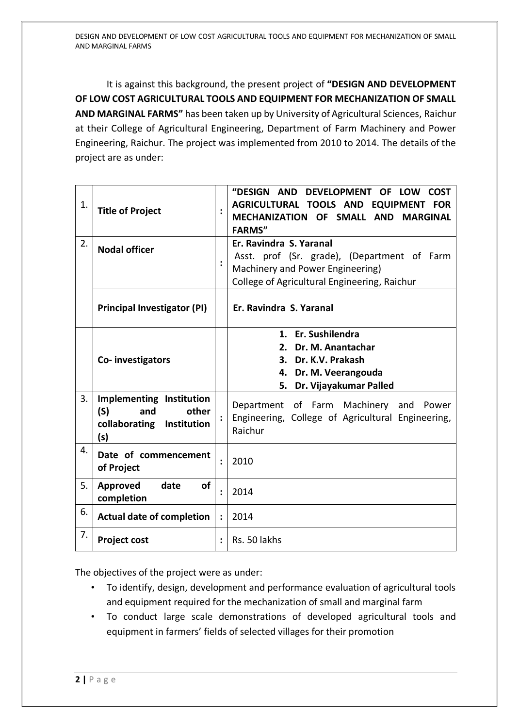It is against this background, the present project of **"DESIGN AND DEVELOPMENT OF LOW COST AGRICULTURAL TOOLS AND EQUIPMENT FOR MECHANIZATION OF SMALL AND MARGINAL FARMS"** has been taken up by University of Agricultural Sciences, Raichur at their College of Agricultural Engineering, Department of Farm Machinery and Power Engineering, Raichur. The project was implemented from 2010 to 2014. The details of the project are as under:

| | | | |
|---|---|---|---|
| 1. | **Title of Project** | : | **"DESIGN AND DEVELOPMENT OF LOW COST AGRICULTURAL TOOLS AND EQUIPMENT FOR MECHANIZATION OF SMALL AND MARGINAL FARMS"** |
| 2. | **Nodal officer** | : | **Er. Ravindra S. Yaranal**<br>Asst. prof (Sr. grade), (Department of Farm Machinery and Power Engineering)<br>College of Agricultural Engineering, Raichur |
| | **Principal Investigator (PI)** | | **Er. Ravindra S. Yaranal** |
| | **Co- investigators** | | 1. **Er. Sushilendra**<br>2. **Dr. M. Anantachar**<br>3. **Dr. K.V. Prakash**<br>4. **Dr. M. Veerangouda**<br>5. **Dr. Vijayakumar Palled** |
| 3. | **Implementing Institution (S) and other collaborating Institution (s)** | : | Department of Farm Machinery and Power Engineering, College of Agricultural Engineering, Raichur |
| 4. | **Date of commencement of Project** | : | 2010 |
| 5. | **Approved date of completion** | : | 2014 |
| 6. | **Actual date of completion** | : | 2014 |
| 7. | **Project cost** | : | Rs. 50 lakhs |

The objectives of the project were as under:

- To identify, design, development and performance evaluation of agricultural tools and equipment required for the mechanization of small and marginal farm
- To conduct large scale demonstrations of developed agricultural tools and equipment in farmers' fields of selected villages for their promotion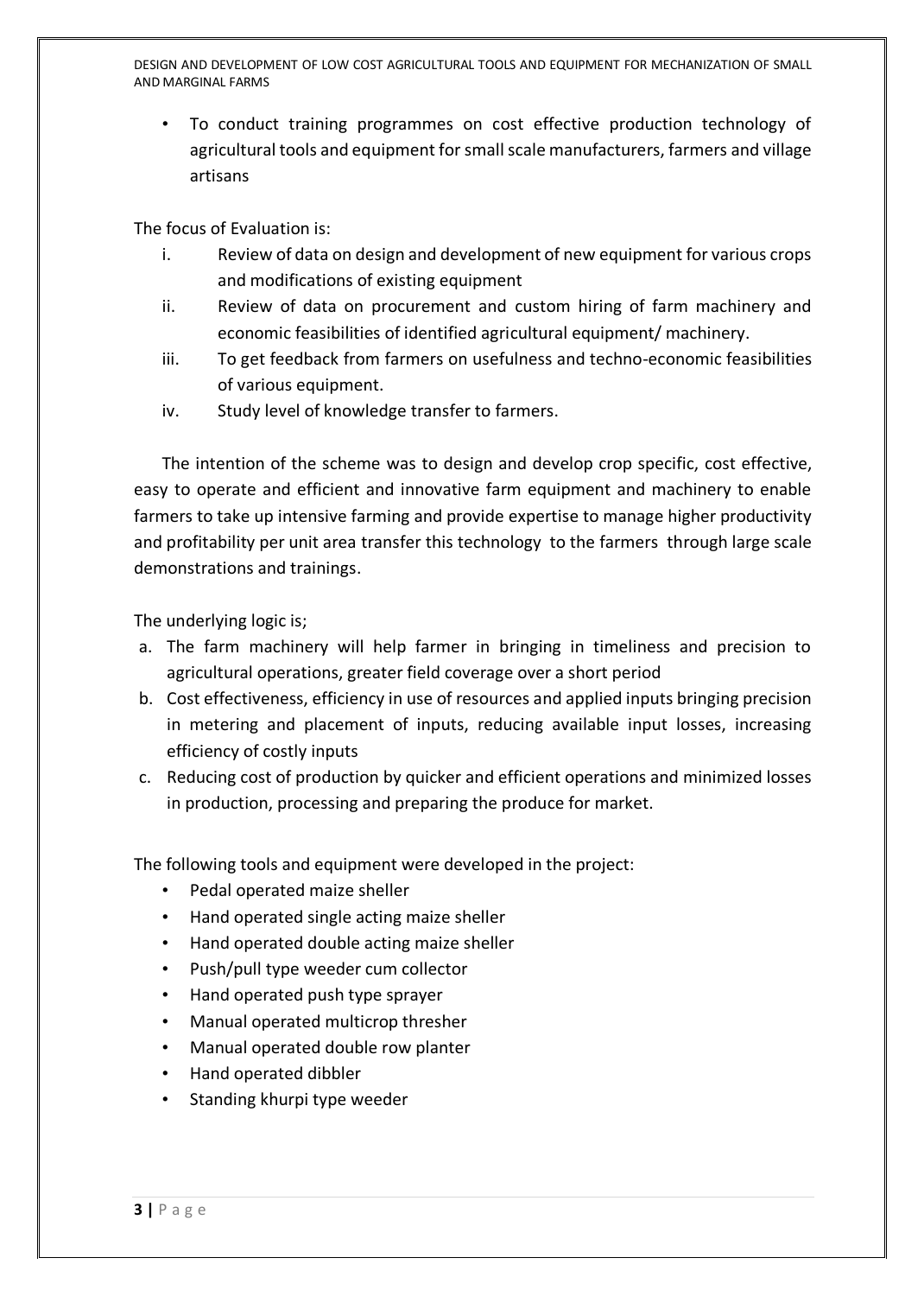- To conduct training programmes on cost effective production technology of agricultural tools and equipment for small scale manufacturers, farmers and village artisans

The focus of Evaluation is:

i. Review of data on design and development of new equipment for various crops and modifications of existing equipment
ii. Review of data on procurement and custom hiring of farm machinery and economic feasibilities of identified agricultural equipment/ machinery.
iii. To get feedback from farmers on usefulness and techno-economic feasibilities of various equipment.
iv. Study level of knowledge transfer to farmers.

The intention of the scheme was to design and develop crop specific, cost effective, easy to operate and efficient and innovative farm equipment and machinery to enable farmers to take up intensive farming and provide expertise to manage higher productivity and profitability per unit area transfer this technology to the farmers through large scale demonstrations and trainings.

The underlying logic is;

a. The farm machinery will help farmer in bringing in timeliness and precision to agricultural operations, greater field coverage over a short period
b. Cost effectiveness, efficiency in use of resources and applied inputs bringing precision in metering and placement of inputs, reducing available input losses, increasing efficiency of costly inputs
c. Reducing cost of production by quicker and efficient operations and minimized losses in production, processing and preparing the produce for market.

The following tools and equipment were developed in the project:

- Pedal operated maize sheller
- Hand operated single acting maize sheller
- Hand operated double acting maize sheller
- Push/pull type weeder cum collector
- Hand operated push type sprayer
- Manual operated multicrop thresher
- Manual operated double row planter
- Hand operated dibbler
- Standing khurpi type weeder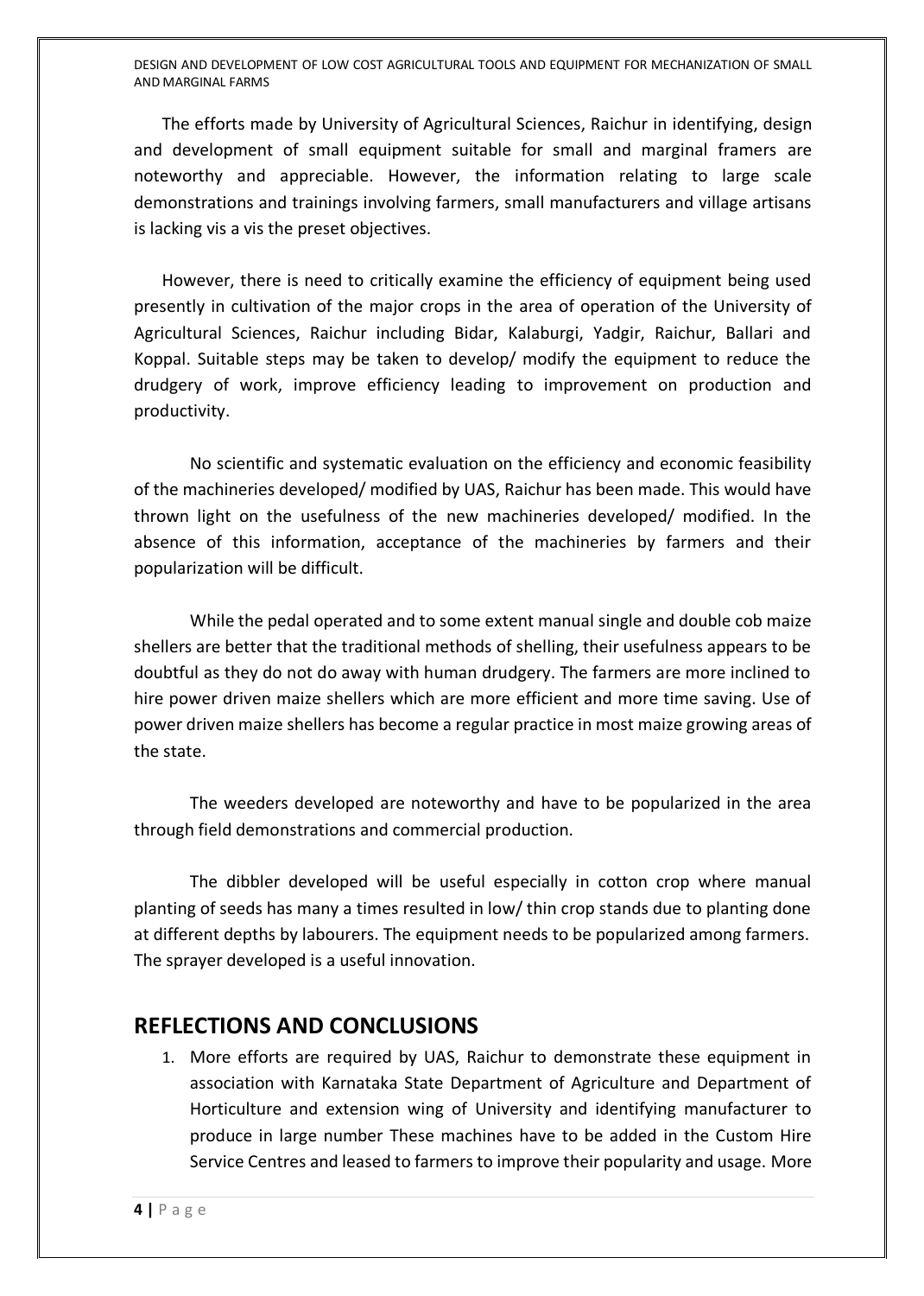The efforts made by University of Agricultural Sciences, Raichur in identifying, design and development of small equipment suitable for small and marginal framers are noteworthy and appreciable. However, the information relating to large scale demonstrations and trainings involving farmers, small manufacturers and village artisans is lacking vis a vis the preset objectives.

However, there is need to critically examine the efficiency of equipment being used presently in cultivation of the major crops in the area of operation of the University of Agricultural Sciences, Raichur including Bidar, Kalaburgi, Yadgir, Raichur, Ballari and Koppal. Suitable steps may be taken to develop/ modify the equipment to reduce the drudgery of work, improve efficiency leading to improvement on production and productivity.

No scientific and systematic evaluation on the efficiency and economic feasibility of the machineries developed/ modified by UAS, Raichur has been made. This would have thrown light on the usefulness of the new machineries developed/ modified. In the absence of this information, acceptance of the machineries by farmers and their popularization will be difficult.

While the pedal operated and to some extent manual single and double cob maize shellers are better that the traditional methods of shelling, their usefulness appears to be doubtful as they do not do away with human drudgery. The farmers are more inclined to hire power driven maize shellers which are more efficient and more time saving. Use of power driven maize shellers has become a regular practice in most maize growing areas of the state.

The weeders developed are noteworthy and have to be popularized in the area through field demonstrations and commercial production.

The dibbler developed will be useful especially in cotton crop where manual planting of seeds has many a times resulted in low/ thin crop stands due to planting done at different depths by labourers. The equipment needs to be popularized among farmers. The sprayer developed is a useful innovation.

## REFLECTIONS AND CONCLUSIONS

1. More efforts are required by UAS, Raichur to demonstrate these equipment in association with Karnataka State Department of Agriculture and Department of Horticulture and extension wing of University and identifying manufacturer to produce in large number These machines have to be added in the Custom Hire Service Centres and leased to farmers to improve their popularity and usage. More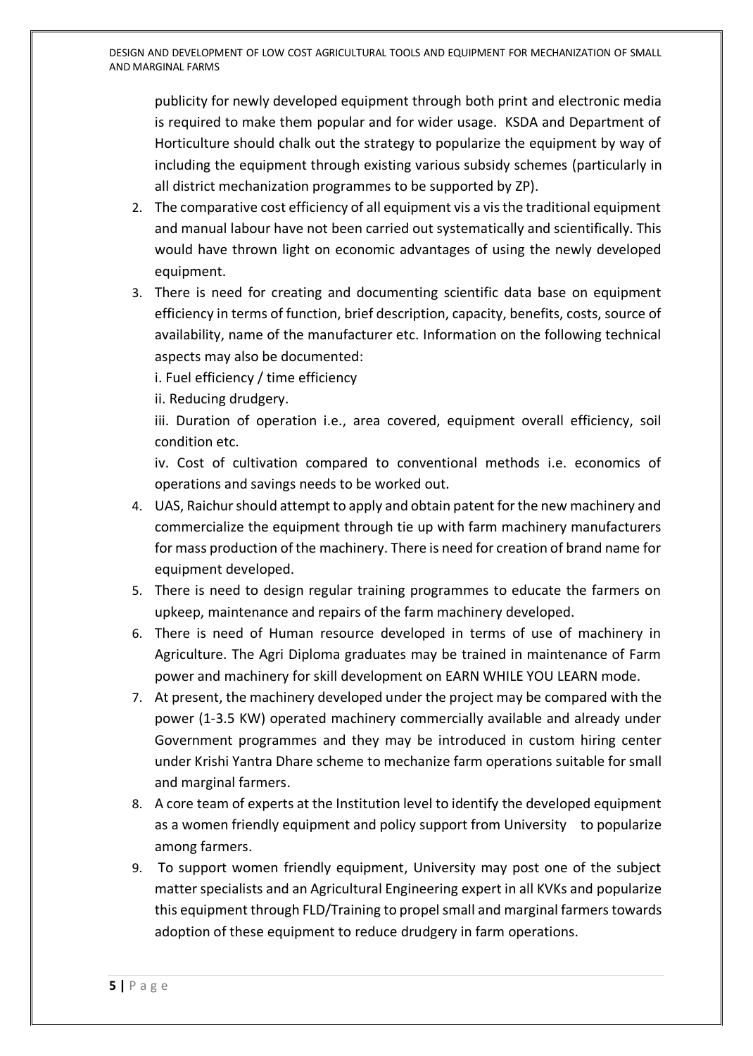publicity for newly developed equipment through both print and electronic media is required to make them popular and for wider usage. KSDA and Department of Horticulture should chalk out the strategy to popularize the equipment by way of including the equipment through existing various subsidy schemes (particularly in all district mechanization programmes to be supported by ZP).

2. The comparative cost efficiency of all equipment vis a vis the traditional equipment and manual labour have not been carried out systematically and scientifically. This would have thrown light on economic advantages of using the newly developed equipment.
3. There is need for creating and documenting scientific data base on equipment efficiency in terms of function, brief description, capacity, benefits, costs, source of availability, name of the manufacturer etc. Information on the following technical aspects may also be documented:

   i. Fuel efficiency / time efficiency

   ii. Reducing drudgery.

   iii. Duration of operation i.e., area covered, equipment overall efficiency, soil condition etc.

   iv. Cost of cultivation compared to conventional methods i.e. economics of operations and savings needs to be worked out.
4. UAS, Raichur should attempt to apply and obtain patent for the new machinery and commercialize the equipment through tie up with farm machinery manufacturers for mass production of the machinery. There is need for creation of brand name for equipment developed.
5. There is need to design regular training programmes to educate the farmers on upkeep, maintenance and repairs of the farm machinery developed.
6. There is need of Human resource developed in terms of use of machinery in Agriculture. The Agri Diploma graduates may be trained in maintenance of Farm power and machinery for skill development on EARN WHILE YOU LEARN mode.
7. At present, the machinery developed under the project may be compared with the power (1-3.5 KW) operated machinery commercially available and already under Government programmes and they may be introduced in custom hiring center under Krishi Yantra Dhare scheme to mechanize farm operations suitable for small and marginal farmers.
8. A core team of experts at the Institution level to identify the developed equipment as a women friendly equipment and policy support from University to popularize among farmers.
9. To support women friendly equipment, University may post one of the subject matter specialists and an Agricultural Engineering expert in all KVKs and popularize this equipment through FLD/Training to propel small and marginal farmers towards adoption of these equipment to reduce drudgery in farm operations.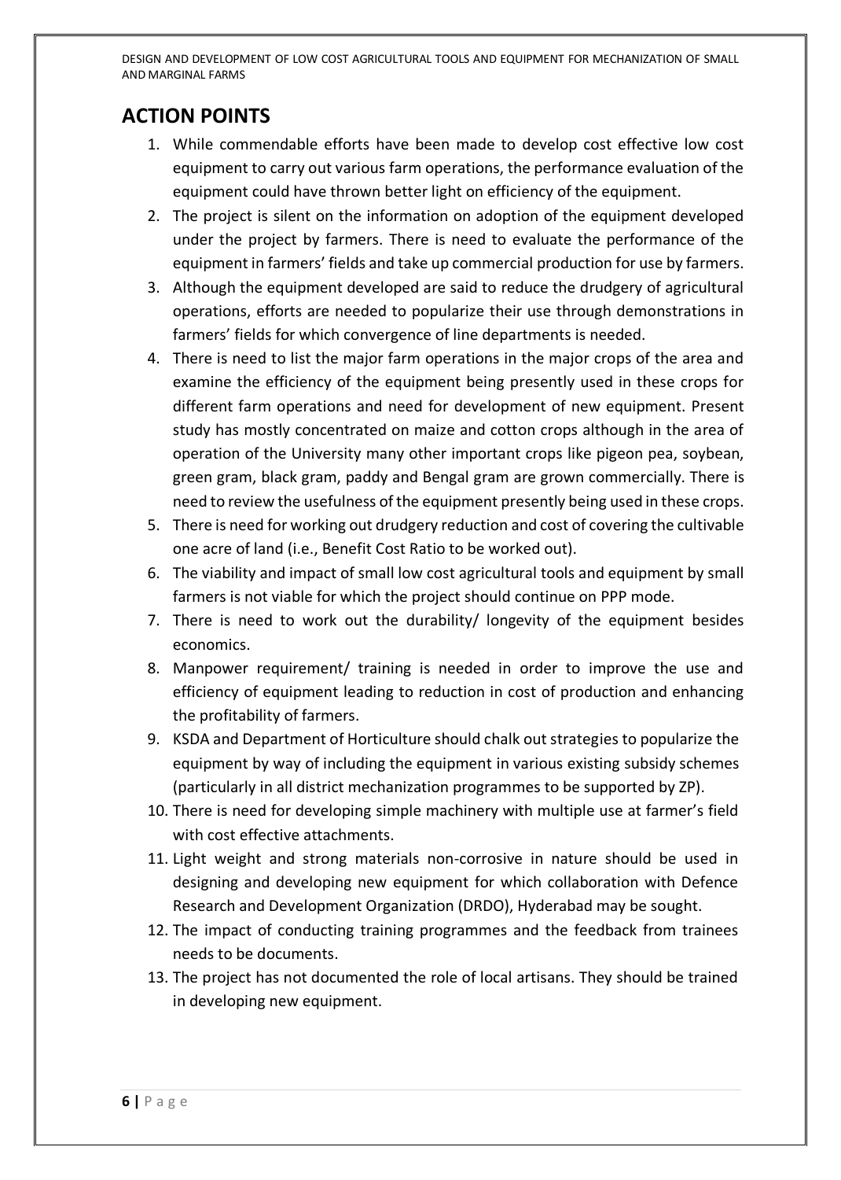## ACTION POINTS

1. While commendable efforts have been made to develop cost effective low cost equipment to carry out various farm operations, the performance evaluation of the equipment could have thrown better light on efficiency of the equipment.
2. The project is silent on the information on adoption of the equipment developed under the project by farmers. There is need to evaluate the performance of the equipment in farmers' fields and take up commercial production for use by farmers.
3. Although the equipment developed are said to reduce the drudgery of agricultural operations, efforts are needed to popularize their use through demonstrations in farmers' fields for which convergence of line departments is needed.
4. There is need to list the major farm operations in the major crops of the area and examine the efficiency of the equipment being presently used in these crops for different farm operations and need for development of new equipment. Present study has mostly concentrated on maize and cotton crops although in the area of operation of the University many other important crops like pigeon pea, soybean, green gram, black gram, paddy and Bengal gram are grown commercially. There is need to review the usefulness of the equipment presently being used in these crops.
5. There is need for working out drudgery reduction and cost of covering the cultivable one acre of land (i.e., Benefit Cost Ratio to be worked out).
6. The viability and impact of small low cost agricultural tools and equipment by small farmers is not viable for which the project should continue on PPP mode.
7. There is need to work out the durability/ longevity of the equipment besides economics.
8. Manpower requirement/ training is needed in order to improve the use and efficiency of equipment leading to reduction in cost of production and enhancing the profitability of farmers.
9. KSDA and Department of Horticulture should chalk out strategies to popularize the equipment by way of including the equipment in various existing subsidy schemes (particularly in all district mechanization programmes to be supported by ZP).
10. There is need for developing simple machinery with multiple use at farmer's field with cost effective attachments.
11. Light weight and strong materials non-corrosive in nature should be used in designing and developing new equipment for which collaboration with Defence Research and Development Organization (DRDO), Hyderabad may be sought.
12. The impact of conducting training programmes and the feedback from trainees needs to be documents.
13. The project has not documented the role of local artisans. They should be trained in developing new equipment.